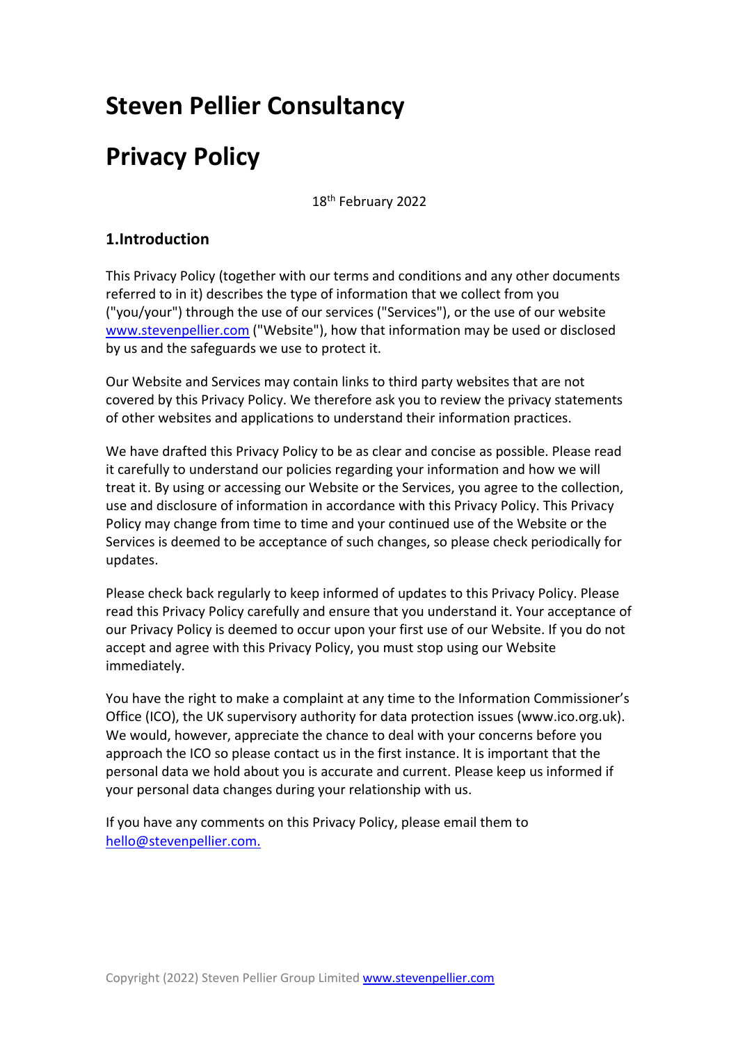# Steven Pellier Consultancy

# Privacy Policy

18th February 2022

## 1.Introduction

This Privacy Policy (together with our terms and conditions and any other documents referred to in it) describes the type of information that we collect from you ("you/your") through the use of our services ("Services"), or the use of our website www.stevenpellier.com ("Website"), how that information may be used or disclosed by us and the safeguards we use to protect it.

Our Website and Services may contain links to third party websites that are not covered by this Privacy Policy. We therefore ask you to review the privacy statements of other websites and applications to understand their information practices.

We have drafted this Privacy Policy to be as clear and concise as possible. Please read it carefully to understand our policies regarding your information and how we will treat it. By using or accessing our Website or the Services, you agree to the collection, use and disclosure of information in accordance with this Privacy Policy. This Privacy Policy may change from time to time and your continued use of the Website or the Services is deemed to be acceptance of such changes, so please check periodically for updates.

Please check back regularly to keep informed of updates to this Privacy Policy. Please read this Privacy Policy carefully and ensure that you understand it. Your acceptance of our Privacy Policy is deemed to occur upon your first use of our Website. If you do not accept and agree with this Privacy Policy, you must stop using our Website immediately.

You have the right to make a complaint at any time to the Information Commissioner's Office (ICO), the UK supervisory authority for data protection issues (www.ico.org.uk). We would, however, appreciate the chance to deal with your concerns before you approach the ICO so please contact us in the first instance. It is important that the personal data we hold about you is accurate and current. Please keep us informed if your personal data changes during your relationship with us.

If you have any comments on this Privacy Policy, please email them to hello@stevenpellier.com.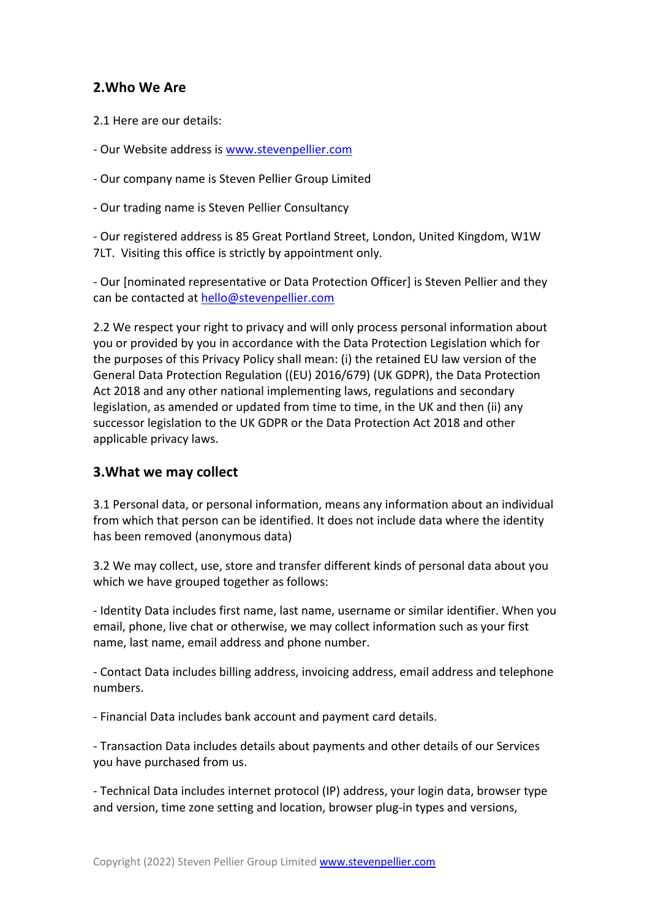## 2.Who We Are

2.1 Here are our details:

- Our Website address is www.stevenpellier.com

- Our company name is Steven Pellier Group Limited

- Our trading name is Steven Pellier Consultancy

- Our registered address is 85 Great Portland Street, London, United Kingdom, W1W 7LT. Visiting this office is strictly by appointment only.

- Our [nominated representative or Data Protection Officer] is Steven Pellier and they can be contacted at hello@stevenpellier.com

2.2 We respect your right to privacy and will only process personal information about you or provided by you in accordance with the Data Protection Legislation which for the purposes of this Privacy Policy shall mean: (i) the retained EU law version of the General Data Protection Regulation ((EU) 2016/679) (UK GDPR), the Data Protection Act 2018 and any other national implementing laws, regulations and secondary legislation, as amended or updated from time to time, in the UK and then (ii) any successor legislation to the UK GDPR or the Data Protection Act 2018 and other applicable privacy laws.

## 3.What we may collect

3.1 Personal data, or personal information, means any information about an individual from which that person can be identified. It does not include data where the identity has been removed (anonymous data)

3.2 We may collect, use, store and transfer different kinds of personal data about you which we have grouped together as follows:

- Identity Data includes first name, last name, username or similar identifier. When you email, phone, live chat or otherwise, we may collect information such as your first name, last name, email address and phone number.

- Contact Data includes billing address, invoicing address, email address and telephone numbers.

- Financial Data includes bank account and payment card details.

- Transaction Data includes details about payments and other details of our Services you have purchased from us.

- Technical Data includes internet protocol (IP) address, your login data, browser type and version, time zone setting and location, browser plug-in types and versions,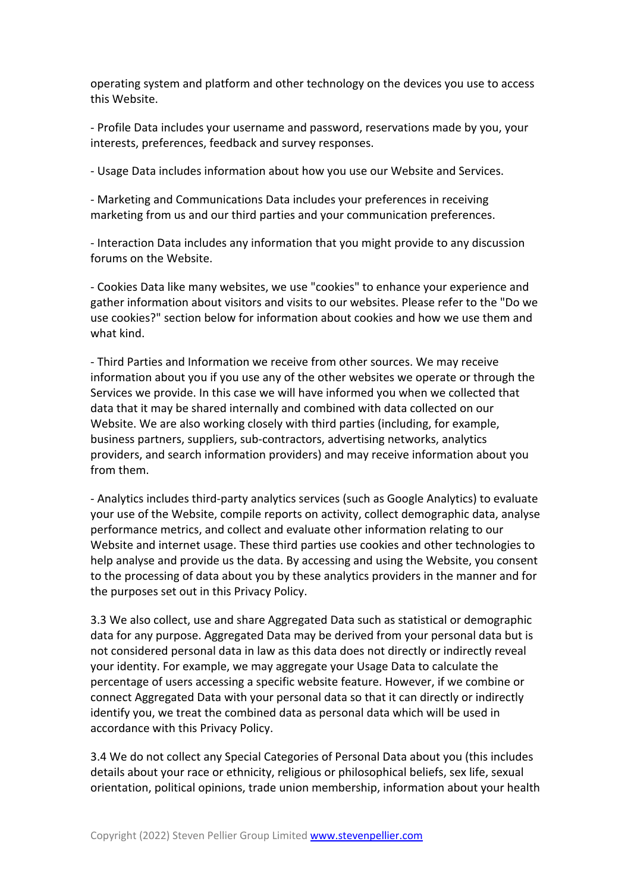operating system and platform and other technology on the devices you use to access this Website.

- Profile Data includes your username and password, reservations made by you, your interests, preferences, feedback and survey responses.

- Usage Data includes information about how you use our Website and Services.

- Marketing and Communications Data includes your preferences in receiving marketing from us and our third parties and your communication preferences.

- Interaction Data includes any information that you might provide to any discussion forums on the Website.

- Cookies Data like many websites, we use "cookies" to enhance your experience and gather information about visitors and visits to our websites. Please refer to the "Do we use cookies?" section below for information about cookies and how we use them and what kind.

- Third Parties and Information we receive from other sources. We may receive information about you if you use any of the other websites we operate or through the Services we provide. In this case we will have informed you when we collected that data that it may be shared internally and combined with data collected on our Website. We are also working closely with third parties (including, for example, business partners, suppliers, sub-contractors, advertising networks, analytics providers, and search information providers) and may receive information about you from them.

- Analytics includes third-party analytics services (such as Google Analytics) to evaluate your use of the Website, compile reports on activity, collect demographic data, analyse performance metrics, and collect and evaluate other information relating to our Website and internet usage. These third parties use cookies and other technologies to help analyse and provide us the data. By accessing and using the Website, you consent to the processing of data about you by these analytics providers in the manner and for the purposes set out in this Privacy Policy.

3.3 We also collect, use and share Aggregated Data such as statistical or demographic data for any purpose. Aggregated Data may be derived from your personal data but is not considered personal data in law as this data does not directly or indirectly reveal your identity. For example, we may aggregate your Usage Data to calculate the percentage of users accessing a specific website feature. However, if we combine or connect Aggregated Data with your personal data so that it can directly or indirectly identify you, we treat the combined data as personal data which will be used in accordance with this Privacy Policy.

3.4 We do not collect any Special Categories of Personal Data about you (this includes details about your race or ethnicity, religious or philosophical beliefs, sex life, sexual orientation, political opinions, trade union membership, information about your health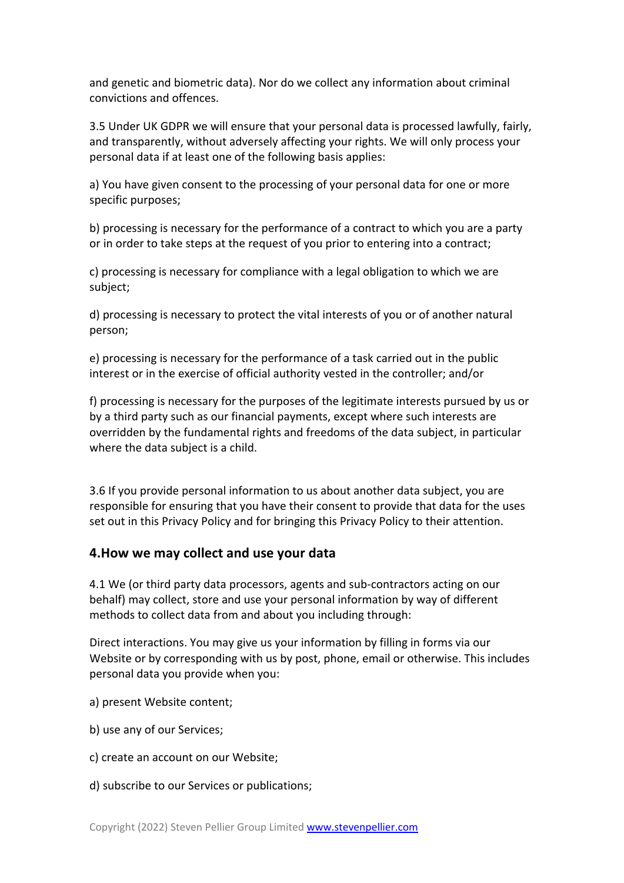and genetic and biometric data). Nor do we collect any information about criminal convictions and offences.

3.5 Under UK GDPR we will ensure that your personal data is processed lawfully, fairly, and transparently, without adversely affecting your rights. We will only process your personal data if at least one of the following basis applies:

a) You have given consent to the processing of your personal data for one or more specific purposes;

b) processing is necessary for the performance of a contract to which you are a party or in order to take steps at the request of you prior to entering into a contract;

c) processing is necessary for compliance with a legal obligation to which we are subject;

d) processing is necessary to protect the vital interests of you or of another natural person;

e) processing is necessary for the performance of a task carried out in the public interest or in the exercise of official authority vested in the controller; and/or

f) processing is necessary for the purposes of the legitimate interests pursued by us or by a third party such as our financial payments, except where such interests are overridden by the fundamental rights and freedoms of the data subject, in particular where the data subject is a child.

3.6 If you provide personal information to us about another data subject, you are responsible for ensuring that you have their consent to provide that data for the uses set out in this Privacy Policy and for bringing this Privacy Policy to their attention.

## 4.How we may collect and use your data

4.1 We (or third party data processors, agents and sub-contractors acting on our behalf) may collect, store and use your personal information by way of different methods to collect data from and about you including through:

Direct interactions. You may give us your information by filling in forms via our Website or by corresponding with us by post, phone, email or otherwise. This includes personal data you provide when you:

a) present Website content;

b) use any of our Services;

c) create an account on our Website;

d) subscribe to our Services or publications;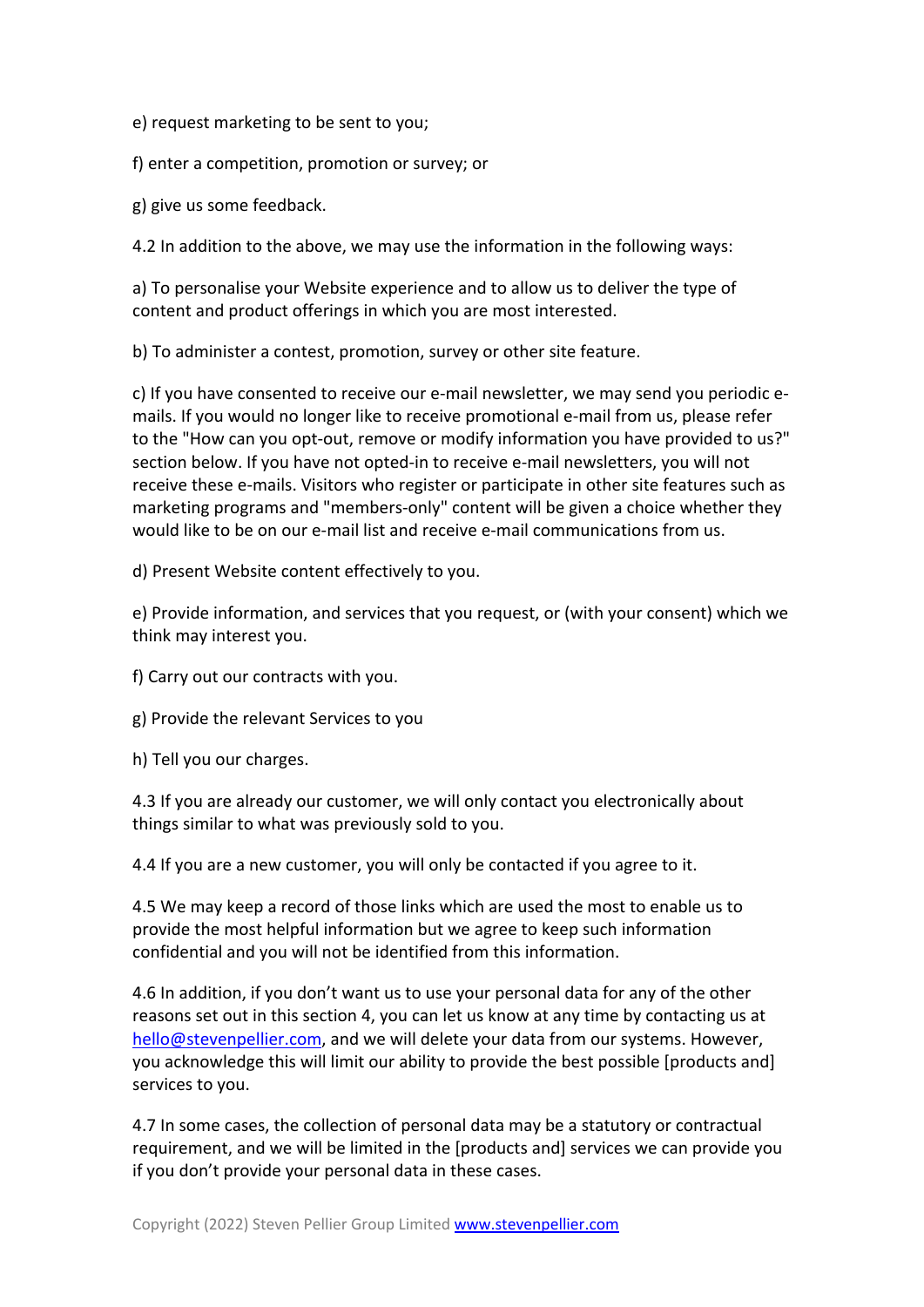e) request marketing to be sent to you;

f) enter a competition, promotion or survey; or

g) give us some feedback.

4.2 In addition to the above, we may use the information in the following ways:

a) To personalise your Website experience and to allow us to deliver the type of content and product offerings in which you are most interested.

b) To administer a contest, promotion, survey or other site feature.

c) If you have consented to receive our e-mail newsletter, we may send you periodic e-mails. If you would no longer like to receive promotional e-mail from us, please refer to the "How can you opt-out, remove or modify information you have provided to us?" section below. If you have not opted-in to receive e-mail newsletters, you will not receive these e-mails. Visitors who register or participate in other site features such as marketing programs and "members-only" content will be given a choice whether they would like to be on our e-mail list and receive e-mail communications from us.

d) Present Website content effectively to you.

e) Provide information, and services that you request, or (with your consent) which we think may interest you.

f) Carry out our contracts with you.

g) Provide the relevant Services to you

h) Tell you our charges.

4.3 If you are already our customer, we will only contact you electronically about things similar to what was previously sold to you.

4.4 If you are a new customer, you will only be contacted if you agree to it.

4.5 We may keep a record of those links which are used the most to enable us to provide the most helpful information but we agree to keep such information confidential and you will not be identified from this information.

4.6 In addition, if you don't want us to use your personal data for any of the other reasons set out in this section 4, you can let us know at any time by contacting us at hello@stevenpellier.com, and we will delete your data from our systems. However, you acknowledge this will limit our ability to provide the best possible [products and] services to you.

4.7 In some cases, the collection of personal data may be a statutory or contractual requirement, and we will be limited in the [products and] services we can provide you if you don't provide your personal data in these cases.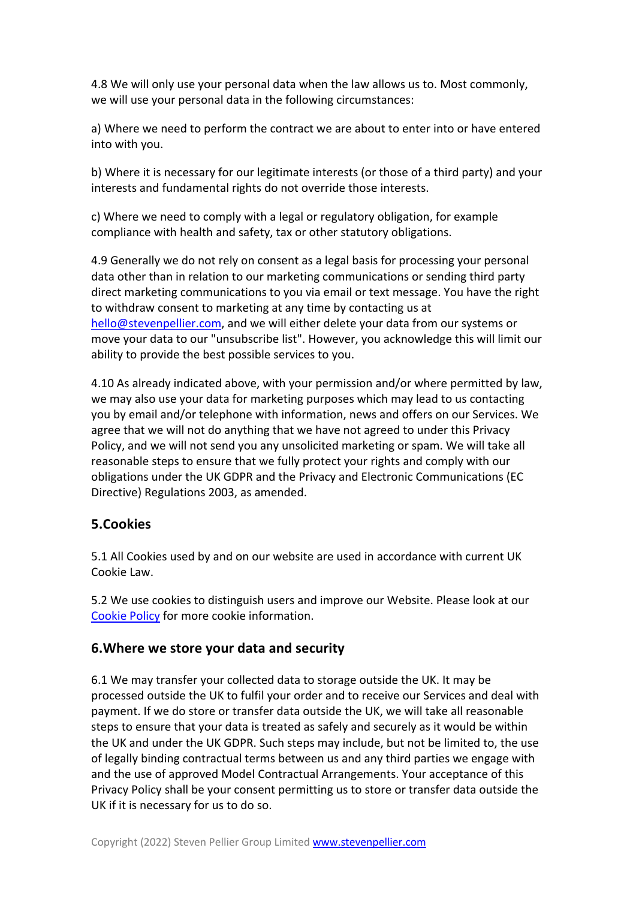4.8 We will only use your personal data when the law allows us to. Most commonly, we will use your personal data in the following circumstances:

a) Where we need to perform the contract we are about to enter into or have entered into with you.

b) Where it is necessary for our legitimate interests (or those of a third party) and your interests and fundamental rights do not override those interests.

c) Where we need to comply with a legal or regulatory obligation, for example compliance with health and safety, tax or other statutory obligations.

4.9 Generally we do not rely on consent as a legal basis for processing your personal data other than in relation to our marketing communications or sending third party direct marketing communications to you via email or text message. You have the right to withdraw consent to marketing at any time by contacting us at [hello@stevenpellier.com](mailto:hello@stevenpellier.com), and we will either delete your data from our systems or move your data to our "unsubscribe list". However, you acknowledge this will limit our ability to provide the best possible services to you.

4.10 As already indicated above, with your permission and/or where permitted by law, we may also use your data for marketing purposes which may lead to us contacting you by email and/or telephone with information, news and offers on our Services. We agree that we will not do anything that we have not agreed to under this Privacy Policy, and we will not send you any unsolicited marketing or spam. We will take all reasonable steps to ensure that we fully protect your rights and comply with our obligations under the UK GDPR and the Privacy and Electronic Communications (EC Directive) Regulations 2003, as amended.

## 5.Cookies

5.1 All Cookies used by and on our website are used in accordance with current UK Cookie Law.

5.2 We use cookies to distinguish users and improve our Website. Please look at our Cookie Policy for more cookie information.

## 6.Where we store your data and security

6.1 We may transfer your collected data to storage outside the UK. It may be processed outside the UK to fulfil your order and to receive our Services and deal with payment. If we do store or transfer data outside the UK, we will take all reasonable steps to ensure that your data is treated as safely and securely as it would be within the UK and under the UK GDPR. Such steps may include, but not be limited to, the use of legally binding contractual terms between us and any third parties we engage with and the use of approved Model Contractual Arrangements. Your acceptance of this Privacy Policy shall be your consent permitting us to store or transfer data outside the UK if it is necessary for us to do so.

Copyright (2022) Steven Pellier Group Limited [www.stevenpellier.com](http://www.stevenpellier.com)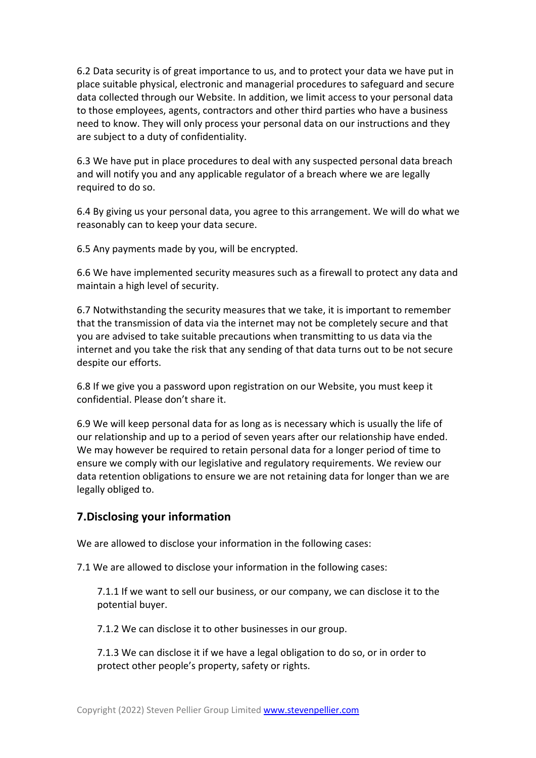6.2 Data security is of great importance to us, and to protect your data we have put in place suitable physical, electronic and managerial procedures to safeguard and secure data collected through our Website. In addition, we limit access to your personal data to those employees, agents, contractors and other third parties who have a business need to know. They will only process your personal data on our instructions and they are subject to a duty of confidentiality.

6.3 We have put in place procedures to deal with any suspected personal data breach and will notify you and any applicable regulator of a breach where we are legally required to do so.

6.4 By giving us your personal data, you agree to this arrangement. We will do what we reasonably can to keep your data secure.

6.5 Any payments made by you, will be encrypted.

6.6 We have implemented security measures such as a firewall to protect any data and maintain a high level of security.

6.7 Notwithstanding the security measures that we take, it is important to remember that the transmission of data via the internet may not be completely secure and that you are advised to take suitable precautions when transmitting to us data via the internet and you take the risk that any sending of that data turns out to be not secure despite our efforts.

6.8 If we give you a password upon registration on our Website, you must keep it confidential. Please don't share it.

6.9 We will keep personal data for as long as is necessary which is usually the life of our relationship and up to a period of seven years after our relationship have ended. We may however be required to retain personal data for a longer period of time to ensure we comply with our legislative and regulatory requirements. We review our data retention obligations to ensure we are not retaining data for longer than we are legally obliged to.

## 7.Disclosing your information

We are allowed to disclose your information in the following cases:

7.1 We are allowed to disclose your information in the following cases:

> 7.1.1 If we want to sell our business, or our company, we can disclose it to the potential buyer.
>
> 7.1.2 We can disclose it to other businesses in our group.
>
> 7.1.3 We can disclose it if we have a legal obligation to do so, or in order to protect other people's property, safety or rights.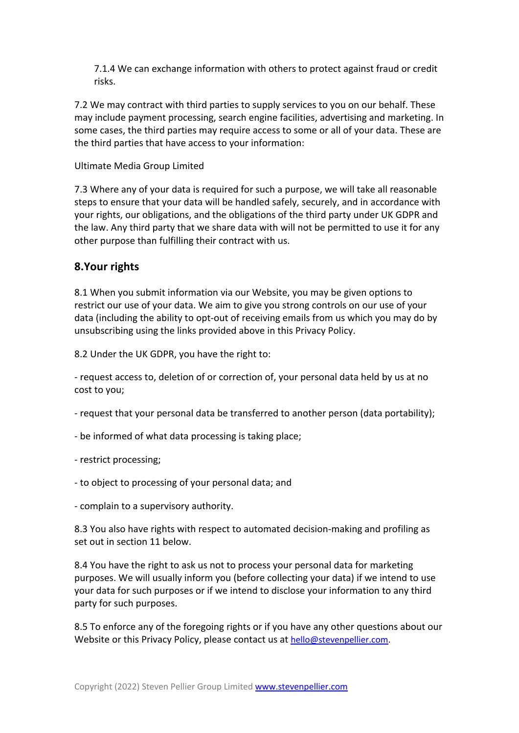7.1.4 We can exchange information with others to protect against fraud or credit risks.

7.2 We may contract with third parties to supply services to you on our behalf. These may include payment processing, search engine facilities, advertising and marketing. In some cases, the third parties may require access to some or all of your data. These are the third parties that have access to your information:

Ultimate Media Group Limited

7.3 Where any of your data is required for such a purpose, we will take all reasonable steps to ensure that your data will be handled safely, securely, and in accordance with your rights, our obligations, and the obligations of the third party under UK GDPR and the law. Any third party that we share data with will not be permitted to use it for any other purpose than fulfilling their contract with us.

## 8.Your rights

8.1 When you submit information via our Website, you may be given options to restrict our use of your data. We aim to give you strong controls on our use of your data (including the ability to opt-out of receiving emails from us which you may do by unsubscribing using the links provided above in this Privacy Policy.

8.2 Under the UK GDPR, you have the right to:

- request access to, deletion of or correction of, your personal data held by us at no cost to you;

- request that your personal data be transferred to another person (data portability);

- be informed of what data processing is taking place;

- restrict processing;

- to object to processing of your personal data; and

- complain to a supervisory authority.

8.3 You also have rights with respect to automated decision-making and profiling as set out in section 11 below.

8.4 You have the right to ask us not to process your personal data for marketing purposes. We will usually inform you (before collecting your data) if we intend to use your data for such purposes or if we intend to disclose your information to any third party for such purposes.

8.5 To enforce any of the foregoing rights or if you have any other questions about our Website or this Privacy Policy, please contact us at hello@stevenpellier.com.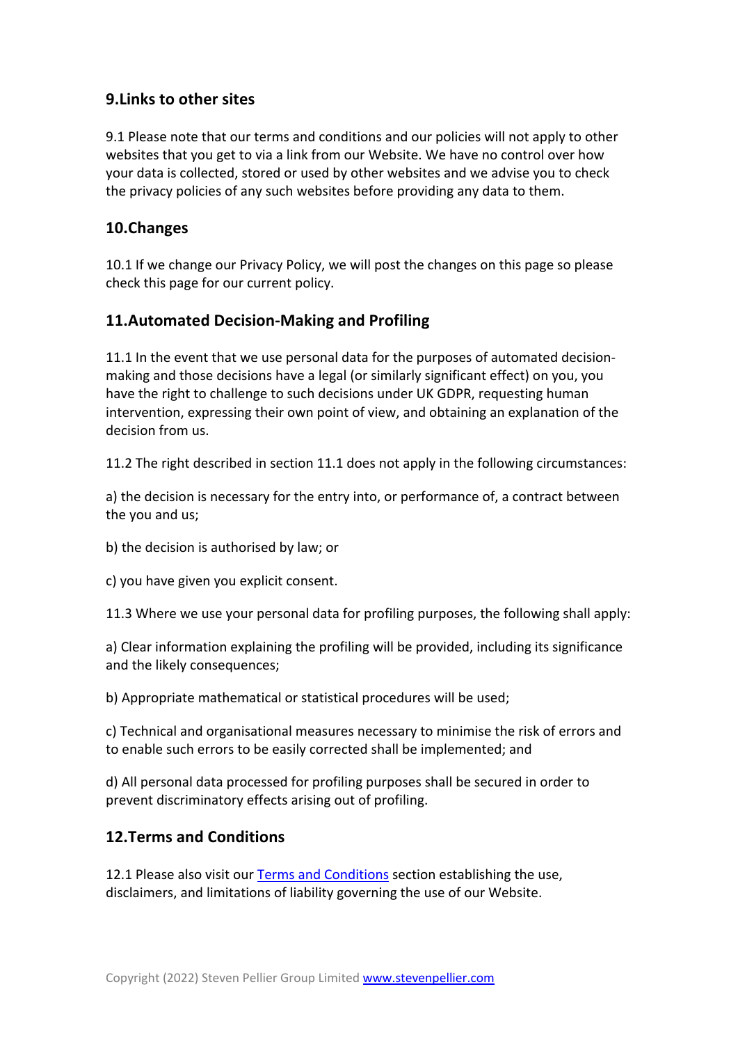## 9.Links to other sites

9.1 Please note that our terms and conditions and our policies will not apply to other websites that you get to via a link from our Website. We have no control over how your data is collected, stored or used by other websites and we advise you to check the privacy policies of any such websites before providing any data to them.

## 10.Changes

10.1 If we change our Privacy Policy, we will post the changes on this page so please check this page for our current policy.

## 11.Automated Decision-Making and Profiling

11.1 In the event that we use personal data for the purposes of automated decision-making and those decisions have a legal (or similarly significant effect) on you, you have the right to challenge to such decisions under UK GDPR, requesting human intervention, expressing their own point of view, and obtaining an explanation of the decision from us.

11.2 The right described in section 11.1 does not apply in the following circumstances:

a) the decision is necessary for the entry into, or performance of, a contract between the you and us;

b) the decision is authorised by law; or

c) you have given you explicit consent.

11.3 Where we use your personal data for profiling purposes, the following shall apply:

a) Clear information explaining the profiling will be provided, including its significance and the likely consequences;

b) Appropriate mathematical or statistical procedures will be used;

c) Technical and organisational measures necessary to minimise the risk of errors and to enable such errors to be easily corrected shall be implemented; and

d) All personal data processed for profiling purposes shall be secured in order to prevent discriminatory effects arising out of profiling.

## 12.Terms and Conditions

12.1 Please also visit our [Terms and Conditions] section establishing the use, disclaimers, and limitations of liability governing the use of our Website.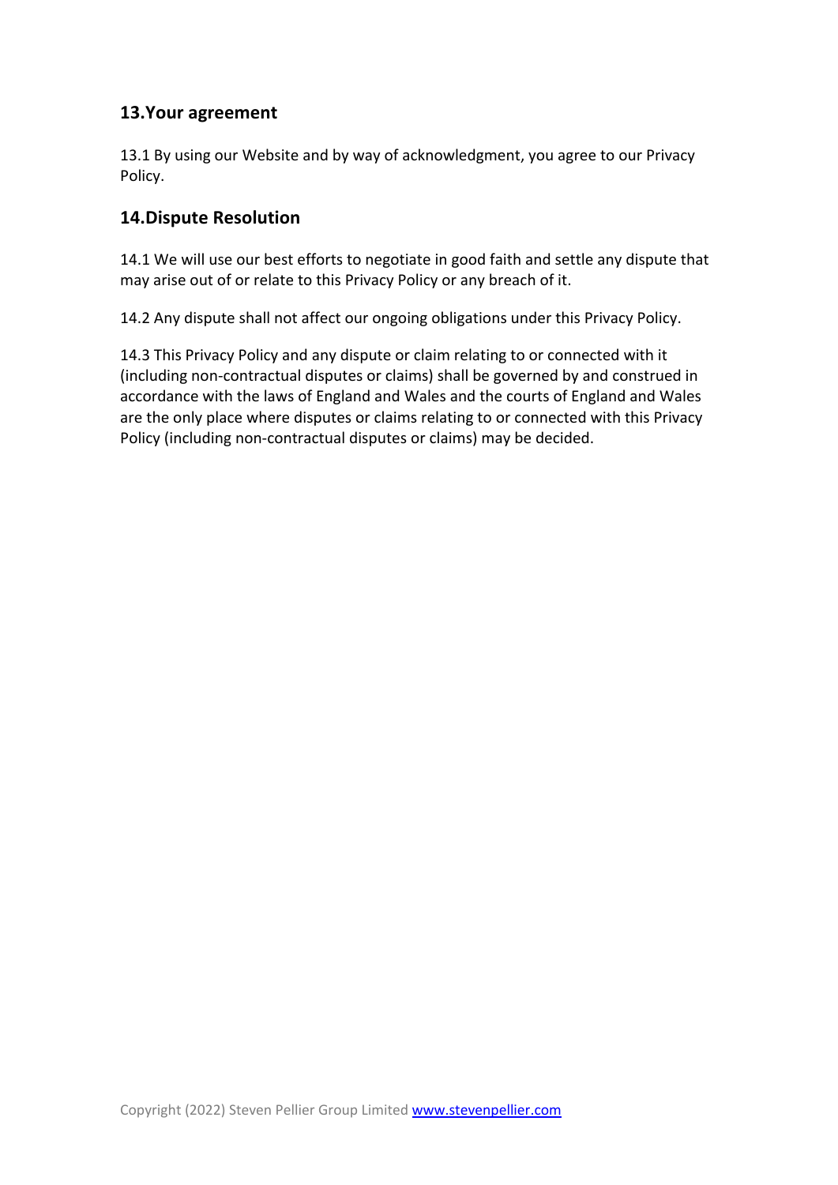## 13. Your agreement

13.1 By using our Website and by way of acknowledgment, you agree to our Privacy Policy.

## 14. Dispute Resolution

14.1 We will use our best efforts to negotiate in good faith and settle any dispute that may arise out of or relate to this Privacy Policy or any breach of it.

14.2 Any dispute shall not affect our ongoing obligations under this Privacy Policy.

14.3 This Privacy Policy and any dispute or claim relating to or connected with it (including non-contractual disputes or claims) shall be governed by and construed in accordance with the laws of England and Wales and the courts of England and Wales are the only place where disputes or claims relating to or connected with this Privacy Policy (including non-contractual disputes or claims) may be decided.